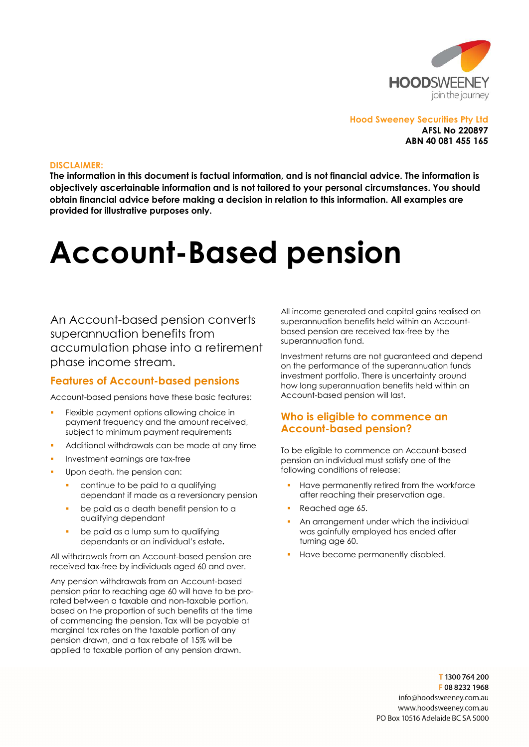Hood Sweeney Securities Pty Ltd
**AFSL No 220897**
**ABN 40 081 455 165**

**DISCLAIMER:**
**The information in this document is factual information, and is not financial advice. The information is objectively ascertainable information and is not tailored to your personal circumstances. You should obtain financial advice before making a decision in relation to this information. All examples are provided for illustrative purposes only.**

# Account-Based pension

An Account-based pension converts superannuation benefits from accumulation phase into a retirement phase income stream.

## Features of Account-based pensions

Account-based pensions have these basic features:

- Flexible payment options allowing choice in payment frequency and the amount received, subject to minimum payment requirements
- Additional withdrawals can be made at any time
- Investment earnings are tax-free
- Upon death, the pension can:
  - continue to be paid to a qualifying dependant if made as a reversionary pension
  - be paid as a death benefit pension to a qualifying dependant
  - be paid as a lump sum to qualifying dependants or an individual's estate.

All withdrawals from an Account-based pension are received tax-free by individuals aged 60 and over.

Any pension withdrawals from an Account-based pension prior to reaching age 60 will have to be pro-rated between a taxable and non-taxable portion, based on the proportion of such benefits at the time of commencing the pension. Tax will be payable at marginal tax rates on the taxable portion of any pension drawn, and a tax rebate of 15% will be applied to taxable portion of any pension drawn.

All income generated and capital gains realised on superannuation benefits held within an Account-based pension are received tax-free by the superannuation fund.

Investment returns are not guaranteed and depend on the performance of the superannuation funds investment portfolio. There is uncertainty around how long superannuation benefits held within an Account-based pension will last.

## Who is eligible to commence an Account-based pension?

To be eligible to commence an Account-based pension an individual must satisfy one of the following conditions of release:

- Have permanently retired from the workforce after reaching their preservation age.
- Reached age 65.
- An arrangement under which the individual was gainfully employed has ended after turning age 60.
- Have become permanently disabled.

T 1300 764 200
F 08 8232 1968
info@hoodsweeney.com.au
www.hoodsweeney.com.au
PO Box 10516 Adelaide BC SA 5000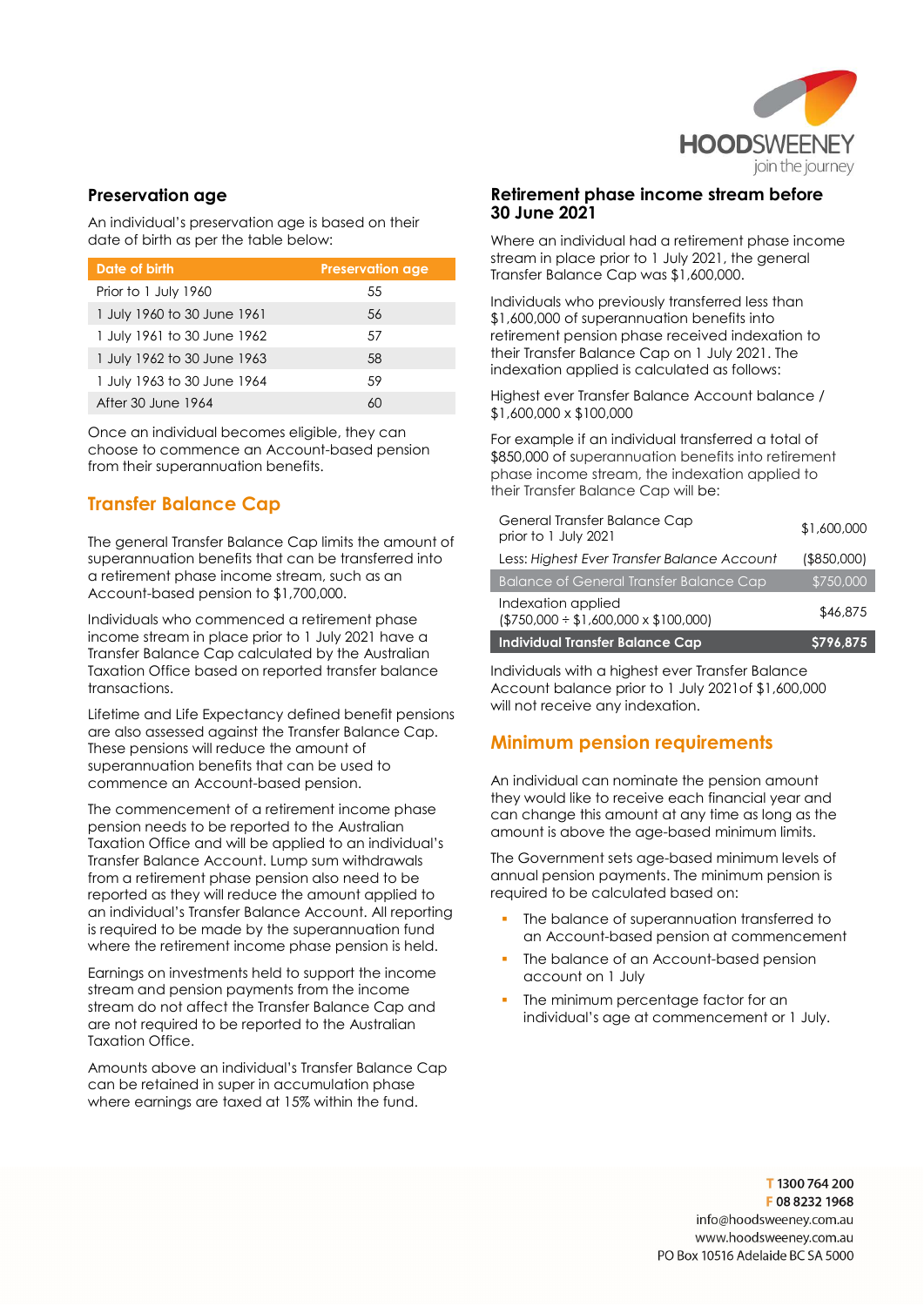## Preservation age

An individual's preservation age is based on their date of birth as per the table below:

| Date of birth | Preservation age |
|---|---|
| Prior to 1 July 1960 | 55 |
| 1 July 1960 to 30 June 1961 | 56 |
| 1 July 1961 to 30 June 1962 | 57 |
| 1 July 1962 to 30 June 1963 | 58 |
| 1 July 1963 to 30 June 1964 | 59 |
| After 30 June 1964 | 60 |

Once an individual becomes eligible, they can choose to commence an Account-based pension from their superannuation benefits.

## Transfer Balance Cap

The general Transfer Balance Cap limits the amount of superannuation benefits that can be transferred into a retirement phase income stream, such as an Account-based pension to $1,700,000.

Individuals who commenced a retirement phase income stream in place prior to 1 July 2021 have a Transfer Balance Cap calculated by the Australian Taxation Office based on reported transfer balance transactions.

Lifetime and Life Expectancy defined benefit pensions are also assessed against the Transfer Balance Cap. These pensions will reduce the amount of superannuation benefits that can be used to commence an Account-based pension.

The commencement of a retirement income phase pension needs to be reported to the Australian Taxation Office and will be applied to an individual's Transfer Balance Account. Lump sum withdrawals from a retirement phase pension also need to be reported as they will reduce the amount applied to an individual's Transfer Balance Account. All reporting is required to be made by the superannuation fund where the retirement income phase pension is held.

Earnings on investments held to support the income stream and pension payments from the income stream do not affect the Transfer Balance Cap and are not required to be reported to the Australian Taxation Office.

Amounts above an individual's Transfer Balance Cap can be retained in super in accumulation phase where earnings are taxed at 15% within the fund.

### Retirement phase income stream before 30 June 2021

Where an individual had a retirement phase income stream in place prior to 1 July 2021, the general Transfer Balance Cap was $1,600,000.

Individuals who previously transferred less than $1,600,000 of superannuation benefits into retirement pension phase received indexation to their Transfer Balance Cap on 1 July 2021. The indexation applied is calculated as follows:

Highest ever Transfer Balance Account balance / $1,600,000 x $100,000

For example if an individual transferred a total of $850,000 of superannuation benefits into retirement phase income stream, the indexation applied to their Transfer Balance Cap will be:

| | |
|---|---|
| General Transfer Balance Cap prior to 1 July 2021 | $1,600,000 |
| Less: *Highest Ever Transfer Balance Account* | ($850,000) |
| Balance of General Transfer Balance Cap | $750,000 |
| Indexation applied ($750,000 ÷ $1,600,000 x $100,000) | $46,875 |
| **Individual Transfer Balance Cap** | **$796,875** |

Individuals with a highest ever Transfer Balance Account balance prior to 1 July 2021of $1,600,000 will not receive any indexation.

## Minimum pension requirements

An individual can nominate the pension amount they would like to receive each financial year and can change this amount at any time as long as the amount is above the age-based minimum limits.

The Government sets age-based minimum levels of annual pension payments. The minimum pension is required to be calculated based on:

- The balance of superannuation transferred to an Account-based pension at commencement
- The balance of an Account-based pension account on 1 July
- The minimum percentage factor for an individual's age at commencement or 1 July.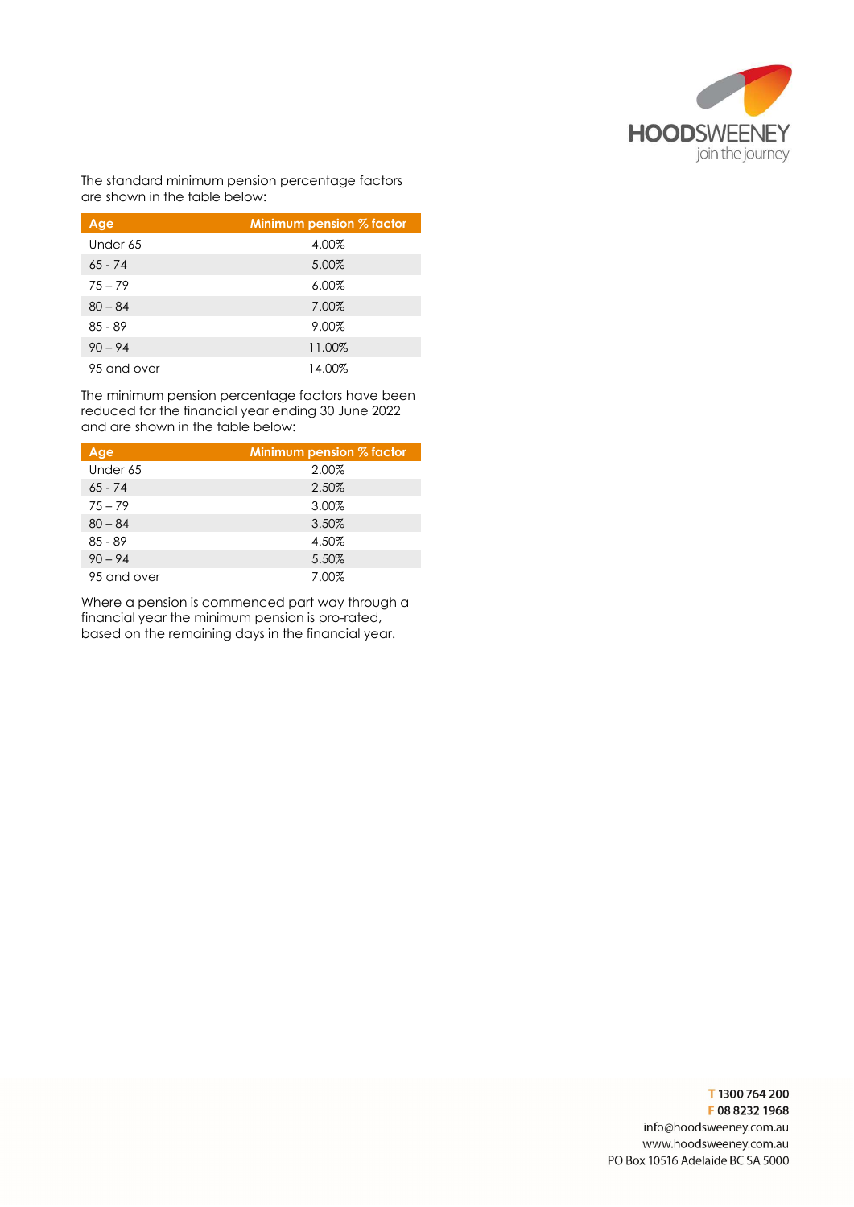The standard minimum pension percentage factors are shown in the table below:

| Age | Minimum pension % factor |
|---|---|
| Under 65 | 4.00% |
| 65 - 74 | 5.00% |
| 75 – 79 | 6.00% |
| 80 – 84 | 7.00% |
| 85 - 89 | 9.00% |
| 90 – 94 | 11.00% |
| 95 and over | 14.00% |

The minimum pension percentage factors have been reduced for the financial year ending 30 June 2022 and are shown in the table below:

| Age | Minimum pension % factor |
|---|---|
| Under 65 | 2.00% |
| 65 - 74 | 2.50% |
| 75 – 79 | 3.00% |
| 80 – 84 | 3.50% |
| 85 - 89 | 4.50% |
| 90 – 94 | 5.50% |
| 95 and over | 7.00% |

Where a pension is commenced part way through a financial year the minimum pension is pro-rated, based on the remaining days in the financial year.